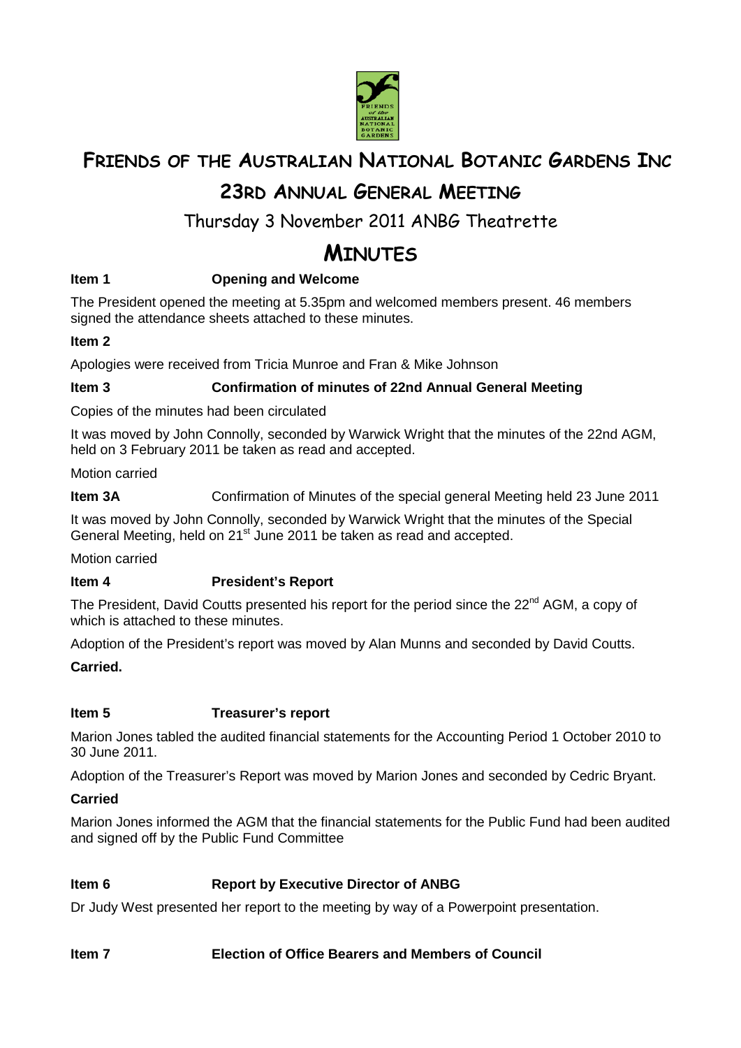# Friends of the Australian National Botanic Gardens Inc

## 23rd Annual General Meeting

### Thursday 3 November 2011 ANBG Theatrette

# Minutes

**Item 1 Opening and Welcome**

The President opened the meeting at 5.35pm and welcomed members present. 46 members signed the attendance sheets attached to these minutes.

**Item 2**

Apologies were received from Tricia Munroe and Fran & Mike Johnson

**Item 3 Confirmation of minutes of 22nd Annual General Meeting**

Copies of the minutes had been circulated

It was moved by John Connolly, seconded by Warwick Wright that the minutes of the 22nd AGM, held on 3 February 2011 be taken as read and accepted.

Motion carried

**Item 3A** Confirmation of Minutes of the special general Meeting held 23 June 2011

It was moved by John Connolly, seconded by Warwick Wright that the minutes of the Special General Meeting, held on 21st June 2011 be taken as read and accepted.

Motion carried

**Item 4 President's Report**

The President, David Coutts presented his report for the period since the 22nd AGM, a copy of which is attached to these minutes.

Adoption of the President's report was moved by Alan Munns and seconded by David Coutts.

**Carried.**

**Item 5 Treasurer's report**

Marion Jones tabled the audited financial statements for the Accounting Period 1 October 2010 to 30 June 2011.

Adoption of the Treasurer's Report was moved by Marion Jones and seconded by Cedric Bryant.

**Carried**

Marion Jones informed the AGM that the financial statements for the Public Fund had been audited and signed off by the Public Fund Committee

**Item 6 Report by Executive Director of ANBG**

Dr Judy West presented her report to the meeting by way of a Powerpoint presentation.

**Item 7 Election of Office Bearers and Members of Council**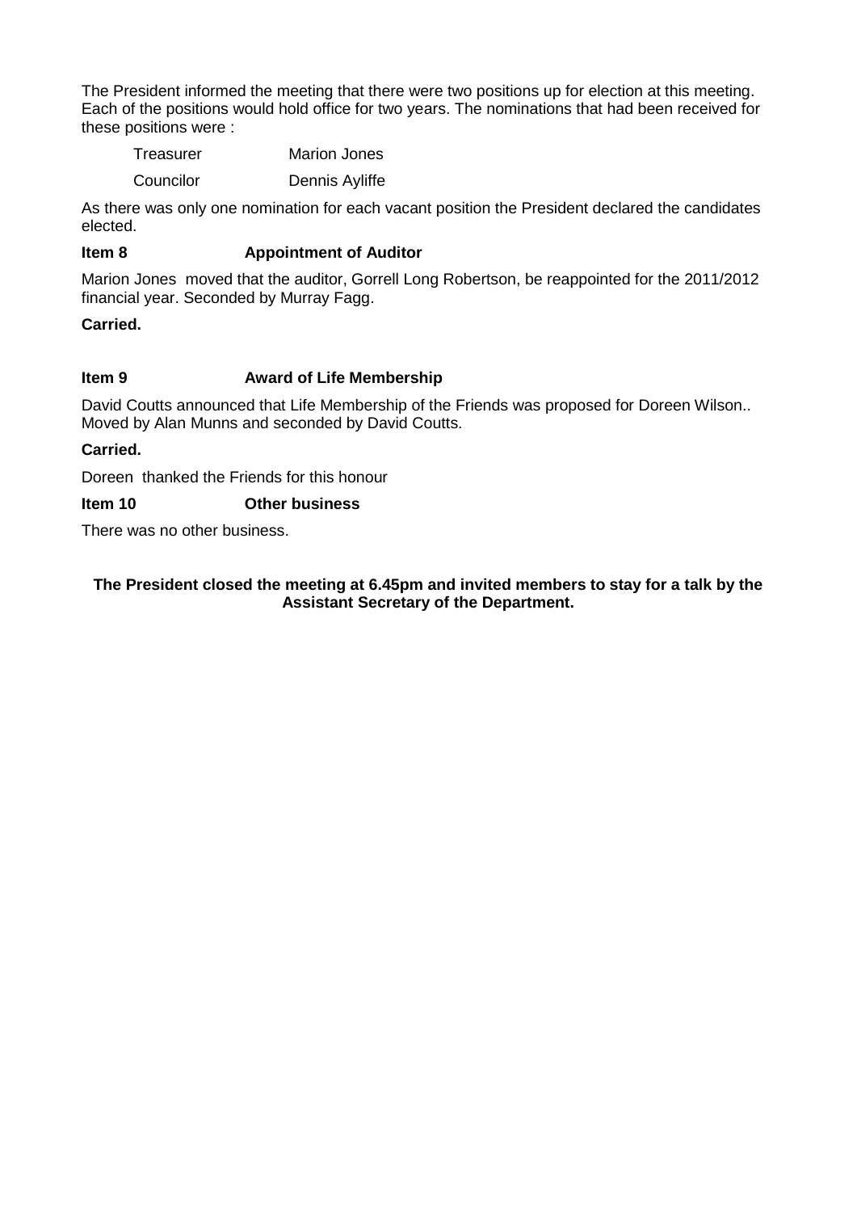The President informed the meeting that there were two positions up for election at this meeting. Each of the positions would hold office for two years. The nominations that had been received for these positions were :

| | |
|---|---|
| Treasurer | Marion Jones |
| Councilor | Dennis Ayliffe |

As there was only one nomination for each vacant position the President declared the candidates elected.

**Item 8 Appointment of Auditor**

Marion Jones moved that the auditor, Gorrell Long Robertson, be reappointed for the 2011/2012 financial year. Seconded by Murray Fagg.

**Carried.**

**Item 9 Award of Life Membership**

David Coutts announced that Life Membership of the Friends was proposed for Doreen Wilson.. Moved by Alan Munns and seconded by David Coutts.

**Carried.**

Doreen thanked the Friends for this honour

**Item 10 Other business**

There was no other business.

**The President closed the meeting at 6.45pm and invited members to stay for a talk by the Assistant Secretary of the Department.**